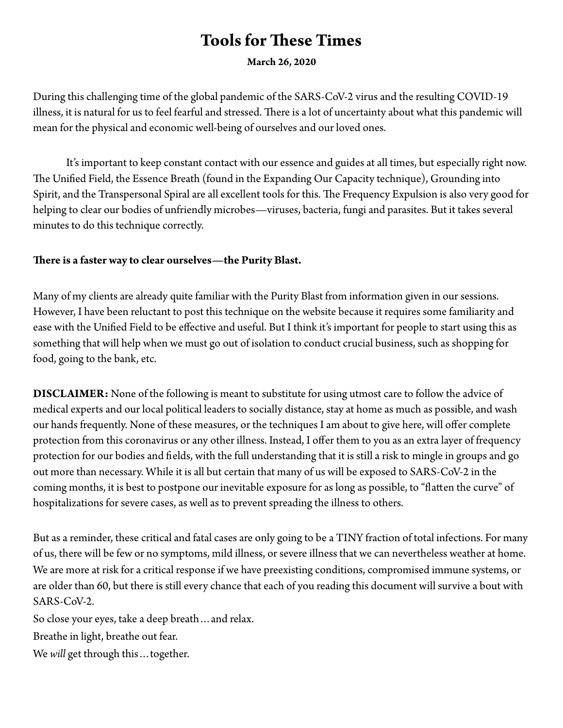# Tools for These Times

**March 26, 2020**

During this challenging time of the global pandemic of the SARS-CoV-2 virus and the resulting COVID-19 illness, it is natural for us to feel fearful and stressed. There is a lot of uncertainty about what this pandemic will mean for the physical and economic well-being of ourselves and our loved ones.

It's important to keep constant contact with our essence and guides at all times, but especially right now. The Unified Field, the Essence Breath (found in the Expanding Our Capacity technique), Grounding into Spirit, and the Transpersonal Spiral are all excellent tools for this. The Frequency Expulsion is also very good for helping to clear our bodies of unfriendly microbes—viruses, bacteria, fungi and parasites. But it takes several minutes to do this technique correctly.

**There is a faster way to clear ourselves—the Purity Blast.**

Many of my clients are already quite familiar with the Purity Blast from information given in our sessions. However, I have been reluctant to post this technique on the website because it requires some familiarity and ease with the Unified Field to be effective and useful. But I think it's important for people to start using this as something that will help when we must go out of isolation to conduct crucial business, such as shopping for food, going to the bank, etc.

**DISCLAIMER:** None of the following is meant to substitute for using utmost care to follow the advice of medical experts and our local political leaders to socially distance, stay at home as much as possible, and wash our hands frequently. None of these measures, or the techniques I am about to give here, will offer complete protection from this coronavirus or any other illness. Instead, I offer them to you as an extra layer of frequency protection for our bodies and fields, with the full understanding that it is still a risk to mingle in groups and go out more than necessary. While it is all but certain that many of us will be exposed to SARS-CoV-2 in the coming months, it is best to postpone our inevitable exposure for as long as possible, to "flatten the curve" of hospitalizations for severe cases, as well as to prevent spreading the illness to others.

But as a reminder, these critical and fatal cases are only going to be a TINY fraction of total infections. For many of us, there will be few or no symptoms, mild illness, or severe illness that we can nevertheless weather at home. We are more at risk for a critical response if we have preexisting conditions, compromised immune systems, or are older than 60, but there is still every chance that each of you reading this document will survive a bout with SARS-CoV-2.

So close your eyes, take a deep breath…and relax.

Breathe in light, breathe out fear.

We *will* get through this…together.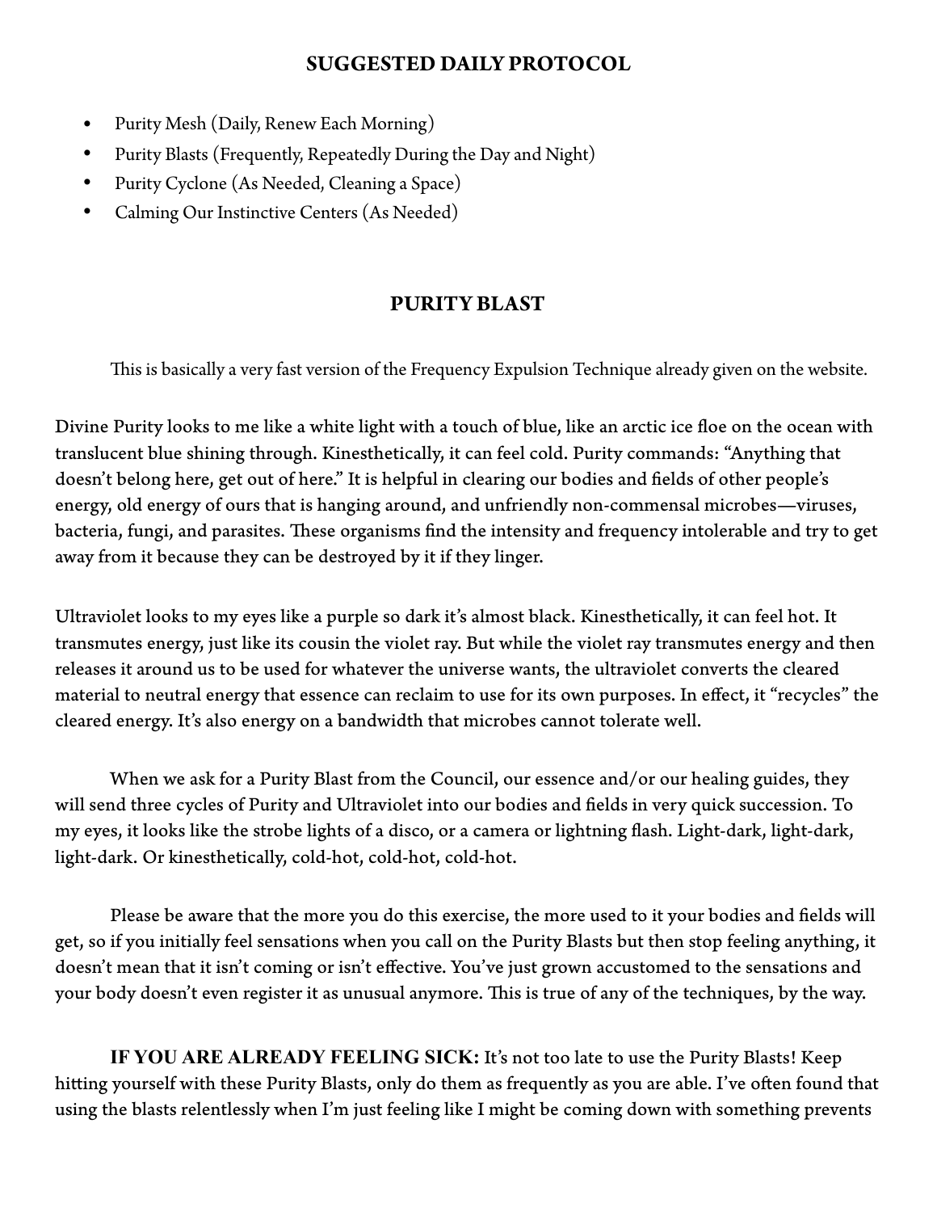## SUGGESTED DAILY PROTOCOL

- Purity Mesh (Daily, Renew Each Morning)
- Purity Blasts (Frequently, Repeatedly During the Day and Night)
- Purity Cyclone (As Needed, Cleaning a Space)
- Calming Our Instinctive Centers (As Needed)

## PURITY BLAST

This is basically a very fast version of the Frequency Expulsion Technique already given on the website.

Divine Purity looks to me like a white light with a touch of blue, like an arctic ice floe on the ocean with translucent blue shining through. Kinesthetically, it can feel cold. Purity commands: "Anything that doesn't belong here, get out of here." It is helpful in clearing our bodies and fields of other people's energy, old energy of ours that is hanging around, and unfriendly non-commensal microbes—viruses, bacteria, fungi, and parasites. These organisms find the intensity and frequency intolerable and try to get away from it because they can be destroyed by it if they linger.

Ultraviolet looks to my eyes like a purple so dark it's almost black. Kinesthetically, it can feel hot. It transmutes energy, just like its cousin the violet ray. But while the violet ray transmutes energy and then releases it around us to be used for whatever the universe wants, the ultraviolet converts the cleared material to neutral energy that essence can reclaim to use for its own purposes. In effect, it "recycles" the cleared energy. It's also energy on a bandwidth that microbes cannot tolerate well.

When we ask for a Purity Blast from the Council, our essence and/or our healing guides, they will send three cycles of Purity and Ultraviolet into our bodies and fields in very quick succession. To my eyes, it looks like the strobe lights of a disco, or a camera or lightning flash. Light-dark, light-dark, light-dark. Or kinesthetically, cold-hot, cold-hot, cold-hot.

Please be aware that the more you do this exercise, the more used to it your bodies and fields will get, so if you initially feel sensations when you call on the Purity Blasts but then stop feeling anything, it doesn't mean that it isn't coming or isn't effective. You've just grown accustomed to the sensations and your body doesn't even register it as unusual anymore. This is true of any of the techniques, by the way.

**IF YOU ARE ALREADY FEELING SICK:** It's not too late to use the Purity Blasts! Keep hitting yourself with these Purity Blasts, only do them as frequently as you are able. I've often found that using the blasts relentlessly when I'm just feeling like I might be coming down with something prevents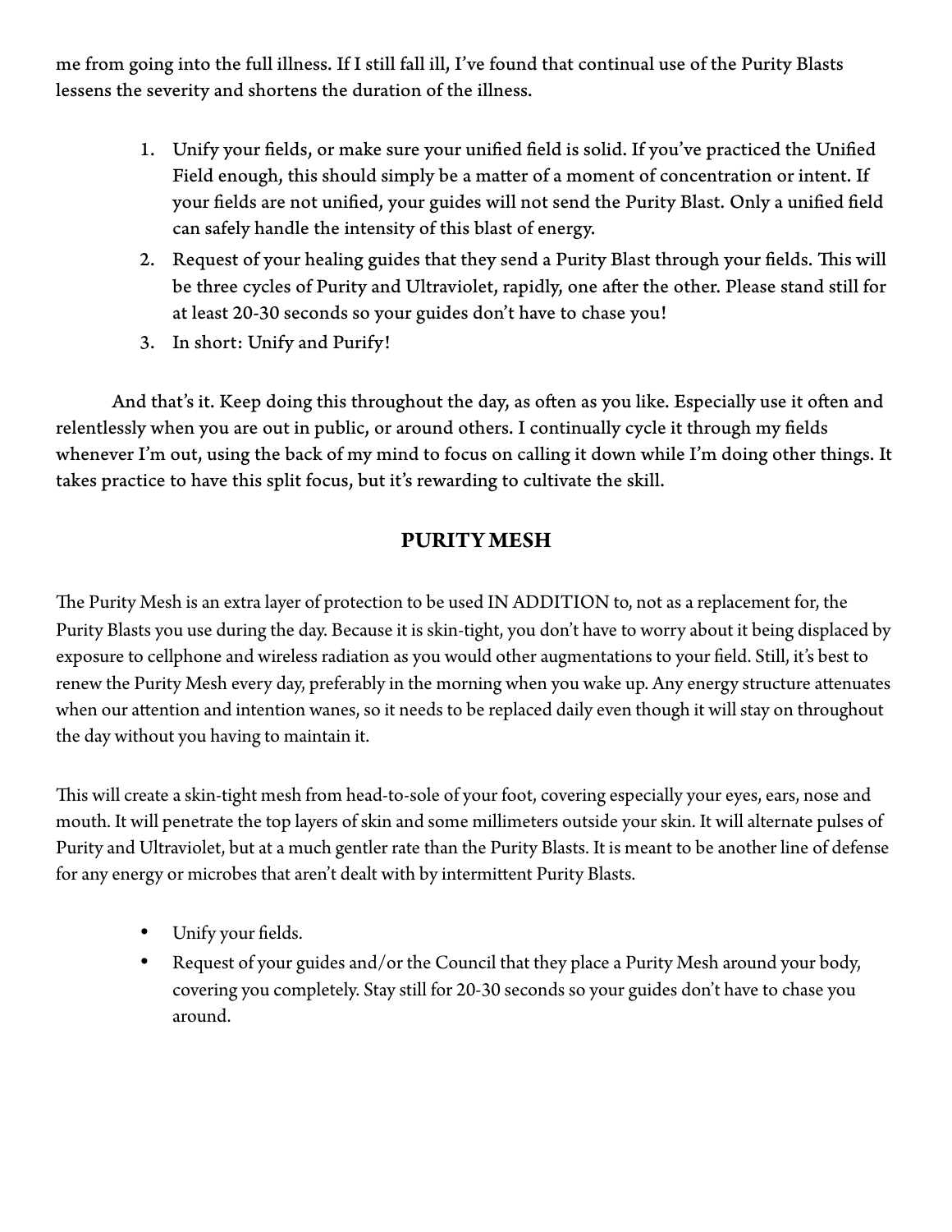me from going into the full illness. If I still fall ill, I've found that continual use of the Purity Blasts lessens the severity and shortens the duration of the illness.

1. Unify your fields, or make sure your unified field is solid. If you've practiced the Unified Field enough, this should simply be a matter of a moment of concentration or intent. If your fields are not unified, your guides will not send the Purity Blast. Only a unified field can safely handle the intensity of this blast of energy.
2. Request of your healing guides that they send a Purity Blast through your fields. This will be three cycles of Purity and Ultraviolet, rapidly, one after the other. Please stand still for at least 20-30 seconds so your guides don't have to chase you!
3. In short: Unify and Purify!

And that's it. Keep doing this throughout the day, as often as you like. Especially use it often and relentlessly when you are out in public, or around others. I continually cycle it through my fields whenever I'm out, using the back of my mind to focus on calling it down while I'm doing other things. It takes practice to have this split focus, but it's rewarding to cultivate the skill.

## PURITY MESH

The Purity Mesh is an extra layer of protection to be used IN ADDITION to, not as a replacement for, the Purity Blasts you use during the day. Because it is skin-tight, you don't have to worry about it being displaced by exposure to cellphone and wireless radiation as you would other augmentations to your field. Still, it's best to renew the Purity Mesh every day, preferably in the morning when you wake up. Any energy structure attenuates when our attention and intention wanes, so it needs to be replaced daily even though it will stay on throughout the day without you having to maintain it.

This will create a skin-tight mesh from head-to-sole of your foot, covering especially your eyes, ears, nose and mouth. It will penetrate the top layers of skin and some millimeters outside your skin. It will alternate pulses of Purity and Ultraviolet, but at a much gentler rate than the Purity Blasts. It is meant to be another line of defense for any energy or microbes that aren't dealt with by intermittent Purity Blasts.

- Unify your fields.
- Request of your guides and/or the Council that they place a Purity Mesh around your body, covering you completely. Stay still for 20-30 seconds so your guides don't have to chase you around.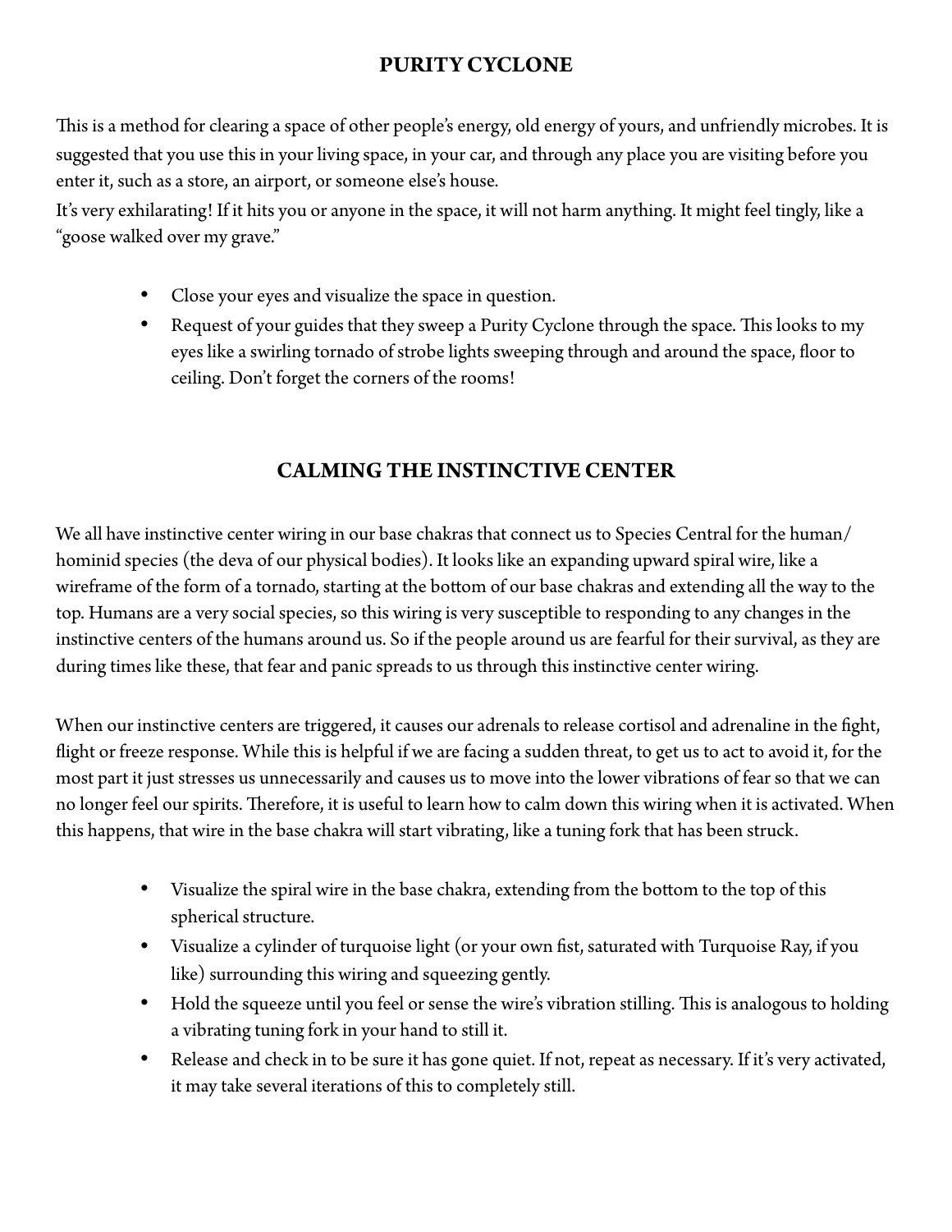## PURITY CYCLONE

This is a method for clearing a space of other people's energy, old energy of yours, and unfriendly microbes. It is suggested that you use this in your living space, in your car, and through any place you are visiting before you enter it, such as a store, an airport, or someone else's house.
It's very exhilarating! If it hits you or anyone in the space, it will not harm anything. It might feel tingly, like a "goose walked over my grave."

- Close your eyes and visualize the space in question.
- Request of your guides that they sweep a Purity Cyclone through the space. This looks to my eyes like a swirling tornado of strobe lights sweeping through and around the space, floor to ceiling. Don't forget the corners of the rooms!

## CALMING THE INSTINCTIVE CENTER

We all have instinctive center wiring in our base chakras that connect us to Species Central for the human/hominid species (the deva of our physical bodies). It looks like an expanding upward spiral wire, like a wireframe of the form of a tornado, starting at the bottom of our base chakras and extending all the way to the top. Humans are a very social species, so this wiring is very susceptible to responding to any changes in the instinctive centers of the humans around us. So if the people around us are fearful for their survival, as they are during times like these, that fear and panic spreads to us through this instinctive center wiring.

When our instinctive centers are triggered, it causes our adrenals to release cortisol and adrenaline in the fight, flight or freeze response. While this is helpful if we are facing a sudden threat, to get us to act to avoid it, for the most part it just stresses us unnecessarily and causes us to move into the lower vibrations of fear so that we can no longer feel our spirits. Therefore, it is useful to learn how to calm down this wiring when it is activated. When this happens, that wire in the base chakra will start vibrating, like a tuning fork that has been struck.

- Visualize the spiral wire in the base chakra, extending from the bottom to the top of this spherical structure.
- Visualize a cylinder of turquoise light (or your own fist, saturated with Turquoise Ray, if you like) surrounding this wiring and squeezing gently.
- Hold the squeeze until you feel or sense the wire's vibration stilling. This is analogous to holding a vibrating tuning fork in your hand to still it.
- Release and check in to be sure it has gone quiet. If not, repeat as necessary. If it's very activated, it may take several iterations of this to completely still.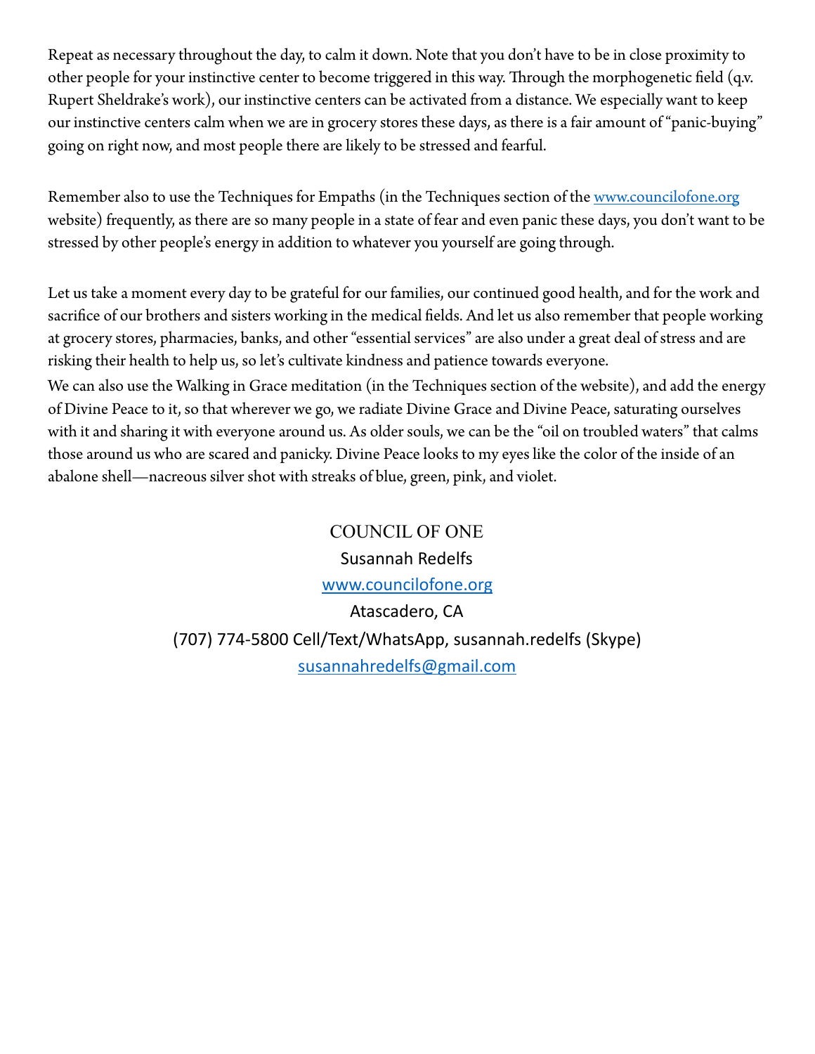Repeat as necessary throughout the day, to calm it down. Note that you don't have to be in close proximity to other people for your instinctive center to become triggered in this way. Through the morphogenetic field (q.v. Rupert Sheldrake's work), our instinctive centers can be activated from a distance. We especially want to keep our instinctive centers calm when we are in grocery stores these days, as there is a fair amount of "panic-buying" going on right now, and most people there are likely to be stressed and fearful.

Remember also to use the Techniques for Empaths (in the Techniques section of the [www.councilofone.org](http://www.councilofone.org) website) frequently, as there are so many people in a state of fear and even panic these days, you don't want to be stressed by other people's energy in addition to whatever you yourself are going through.

Let us take a moment every day to be grateful for our families, our continued good health, and for the work and sacrifice of our brothers and sisters working in the medical fields. And let us also remember that people working at grocery stores, pharmacies, banks, and other "essential services" are also under a great deal of stress and are risking their health to help us, so let's cultivate kindness and patience towards everyone.

We can also use the Walking in Grace meditation (in the Techniques section of the website), and add the energy of Divine Peace to it, so that wherever we go, we radiate Divine Grace and Divine Peace, saturating ourselves with it and sharing it with everyone around us. As older souls, we can be the "oil on troubled waters" that calms those around us who are scared and panicky. Divine Peace looks to my eyes like the color of the inside of an abalone shell—nacreous silver shot with streaks of blue, green, pink, and violet.

COUNCIL OF ONE
Susannah Redelfs
[www.councilofone.org](http://www.councilofone.org)
Atascadero, CA
(707) 774-5800 Cell/Text/WhatsApp, susannah.redelfs (Skype)
[susannahredelfs@gmail.com](mailto:susannahredelfs@gmail.com)